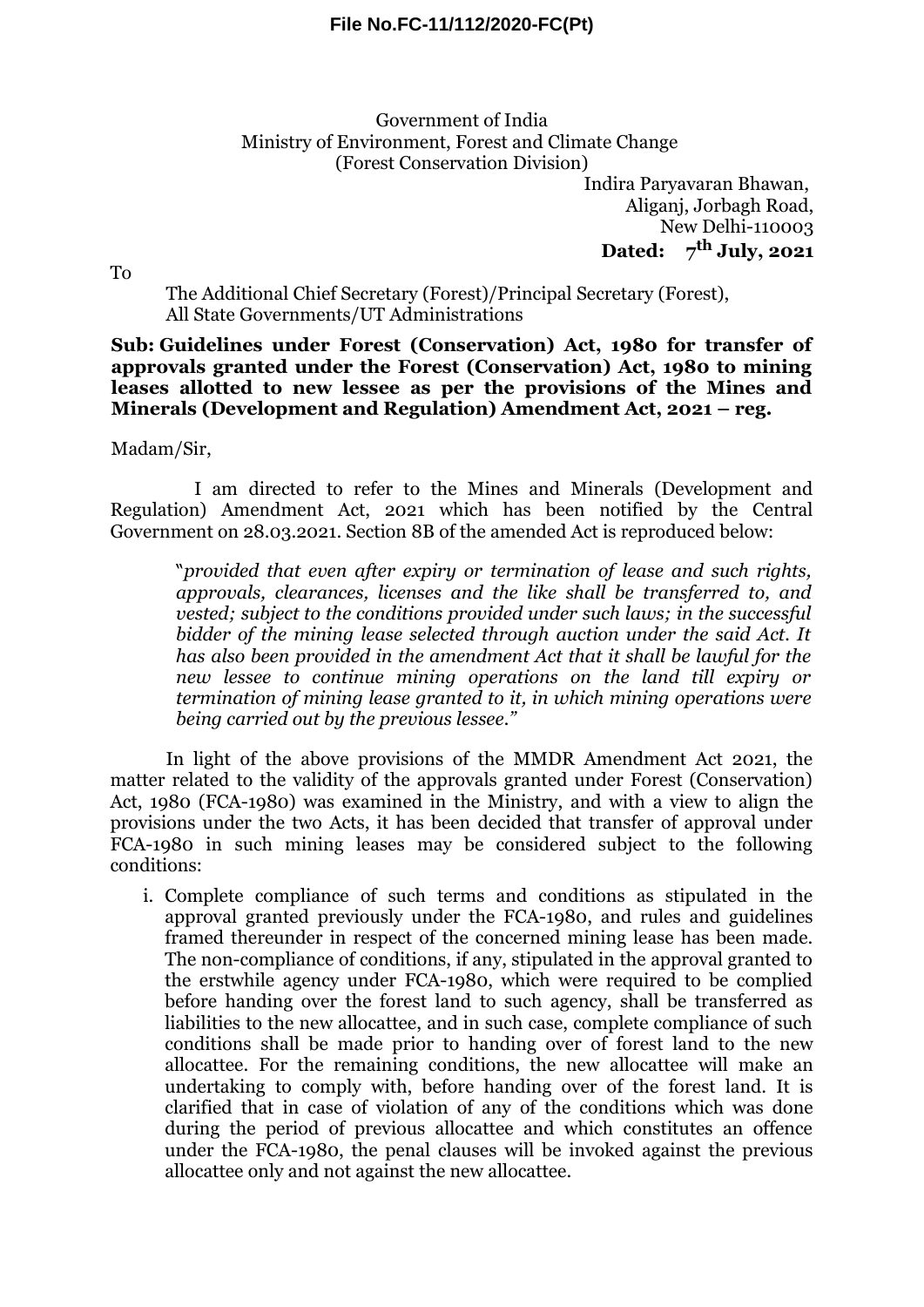**File No.FC-11/112/2020-FC(Pt)**

Government of India
Ministry of Environment, Forest and Climate Change
(Forest Conservation Division)

Indira Paryavaran Bhawan,
Aliganj, Jorbagh Road,
New Delhi-110003
**Dated: 7th July, 2021**

To

The Additional Chief Secretary (Forest)/Principal Secretary (Forest),
All State Governments/UT Administrations

**Sub: Guidelines under Forest (Conservation) Act, 1980 for transfer of approvals granted under the Forest (Conservation) Act, 1980 to mining leases allotted to new lessee as per the provisions of the Mines and Minerals (Development and Regulation) Amendment Act, 2021 – reg.**

Madam/Sir,

I am directed to refer to the Mines and Minerals (Development and Regulation) Amendment Act, 2021 which has been notified by the Central Government on 28.03.2021. Section 8B of the amended Act is reproduced below:

> "*provided that even after expiry or termination of lease and such rights, approvals, clearances, licenses and the like shall be transferred to, and vested; subject to the conditions provided under such laws; in the successful bidder of the mining lease selected through auction under the said Act. It has also been provided in the amendment Act that it shall be lawful for the new lessee to continue mining operations on the land till expiry or termination of mining lease granted to it, in which mining operations were being carried out by the previous lessee.*"

In light of the above provisions of the MMDR Amendment Act 2021, the matter related to the validity of the approvals granted under Forest (Conservation) Act, 1980 (FCA-1980) was examined in the Ministry, and with a view to align the provisions under the two Acts, it has been decided that transfer of approval under FCA-1980 in such mining leases may be considered subject to the following conditions:

i. Complete compliance of such terms and conditions as stipulated in the approval granted previously under the FCA-1980, and rules and guidelines framed thereunder in respect of the concerned mining lease has been made. The non-compliance of conditions, if any, stipulated in the approval granted to the erstwhile agency under FCA-1980, which were required to be complied before handing over the forest land to such agency, shall be transferred as liabilities to the new allocattee, and in such case, complete compliance of such conditions shall be made prior to handing over of forest land to the new allocattee. For the remaining conditions, the new allocattee will make an undertaking to comply with, before handing over of the forest land. It is clarified that in case of violation of any of the conditions which was done during the period of previous allocattee and which constitutes an offence under the FCA-1980, the penal clauses will be invoked against the previous allocattee only and not against the new allocattee.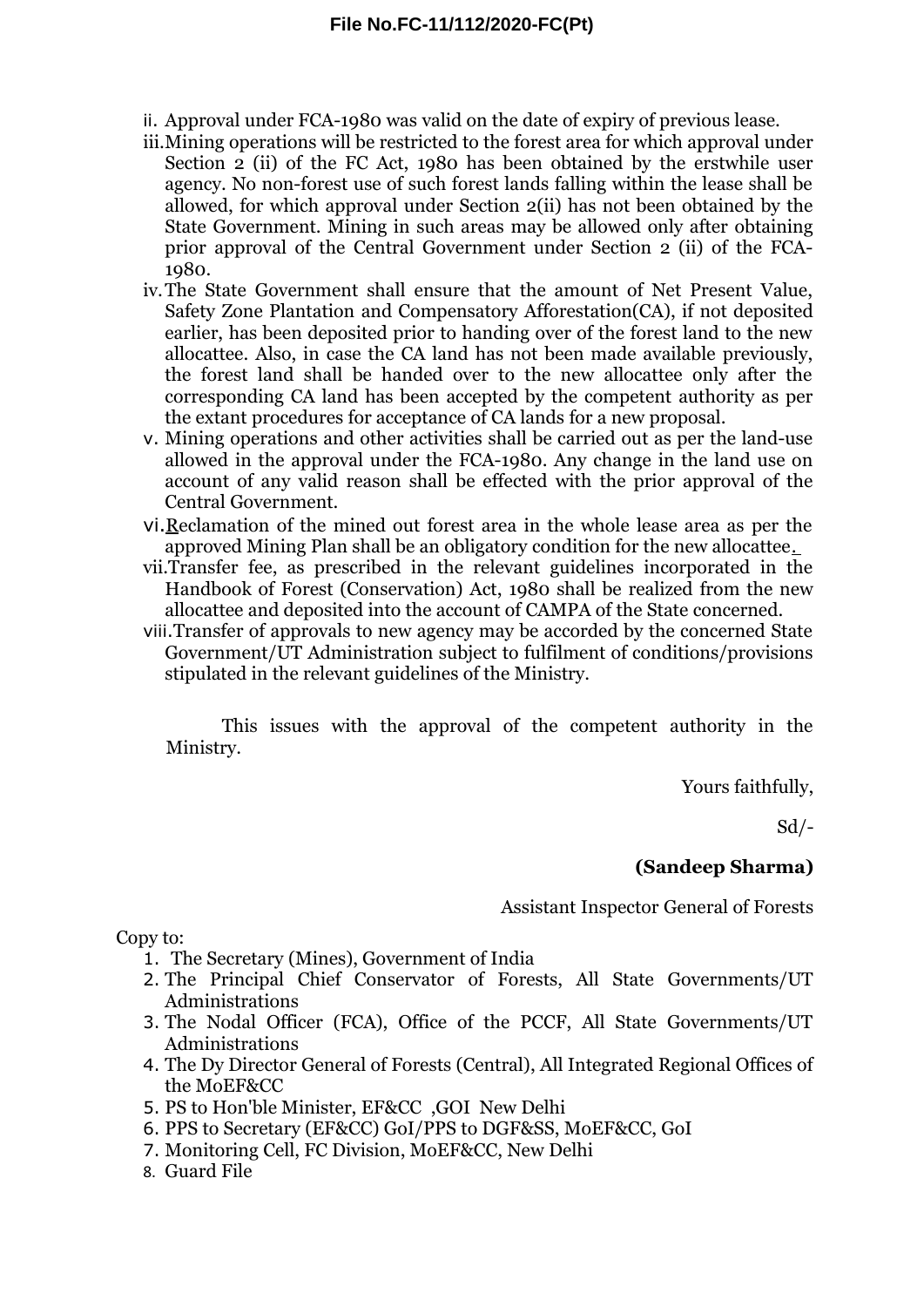ii. Approval under FCA-1980 was valid on the date of expiry of previous lease.

iii. Mining operations will be restricted to the forest area for which approval under Section 2 (ii) of the FC Act, 1980 has been obtained by the erstwhile user agency. No non-forest use of such forest lands falling within the lease shall be allowed, for which approval under Section 2(ii) has not been obtained by the State Government. Mining in such areas may be allowed only after obtaining prior approval of the Central Government under Section 2 (ii) of the FCA-1980.

iv. The State Government shall ensure that the amount of Net Present Value, Safety Zone Plantation and Compensatory Afforestation(CA), if not deposited earlier, has been deposited prior to handing over of the forest land to the new allocattee. Also, in case the CA land has not been made available previously, the forest land shall be handed over to the new allocattee only after the corresponding CA land has been accepted by the competent authority as per the extant procedures for acceptance of CA lands for a new proposal.

v. Mining operations and other activities shall be carried out as per the land-use allowed in the approval under the FCA-1980. Any change in the land use on account of any valid reason shall be effected with the prior approval of the Central Government.

vi. Reclamation of the mined out forest area in the whole lease area as per the approved Mining Plan shall be an obligatory condition for the new allocattee.

vii. Transfer fee, as prescribed in the relevant guidelines incorporated in the Handbook of Forest (Conservation) Act, 1980 shall be realized from the new allocattee and deposited into the account of CAMPA of the State concerned.

viii. Transfer of approvals to new agency may be accorded by the concerned State Government/UT Administration subject to fulfilment of conditions/provisions stipulated in the relevant guidelines of the Ministry.

This issues with the approval of the competent authority in the Ministry.

Yours faithfully,

Sd/-

**(Sandeep Sharma)**

Assistant Inspector General of Forests

Copy to:

1. The Secretary (Mines), Government of India
2. The Principal Chief Conservator of Forests, All State Governments/UT Administrations
3. The Nodal Officer (FCA), Office of the PCCF, All State Governments/UT Administrations
4. The Dy Director General of Forests (Central), All Integrated Regional Offices of the MoEF&CC
5. PS to Hon'ble Minister, EF&CC ,GOI New Delhi
6. PPS to Secretary (EF&CC) GoI/PPS to DGF&SS, MoEF&CC, GoI
7. Monitoring Cell, FC Division, MoEF&CC, New Delhi
8. Guard File